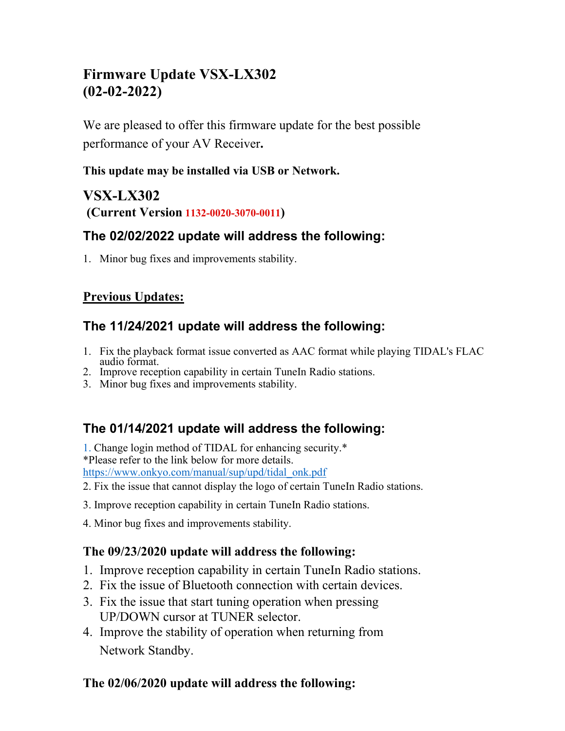# Firmware Update VSX-LX302 (02-02-2022)

We are pleased to offer this firmware update for the best possible performance of your AV Receiver**.**

**This update may be installed via USB or Network.**

## VSX-LX302

**(Current Version 1132-0020-3070-0011)**

### The 02/02/2022 update will address the following:

1. Minor bug fixes and improvements stability.

## Previous Updates:

### The 11/24/2021 update will address the following:

1. Fix the playback format issue converted as AAC format while playing TIDAL's FLAC audio format.
2. Improve reception capability in certain TuneIn Radio stations.
3. Minor bug fixes and improvements stability.

### The 01/14/2021 update will address the following:

1. Change login method of TIDAL for enhancing security.*
*Please refer to the link below for more details.
https://www.onkyo.com/manual/sup/upd/tidal_onk.pdf
2. Fix the issue that cannot display the logo of certain TuneIn Radio stations.
3. Improve reception capability in certain TuneIn Radio stations.
4. Minor bug fixes and improvements stability.

### The 09/23/2020 update will address the following:

1. Improve reception capability in certain TuneIn Radio stations.
2. Fix the issue of Bluetooth connection with certain devices.
3. Fix the issue that start tuning operation when pressing UP/DOWN cursor at TUNER selector.
4. Improve the stability of operation when returning from Network Standby.

### The 02/06/2020 update will address the following: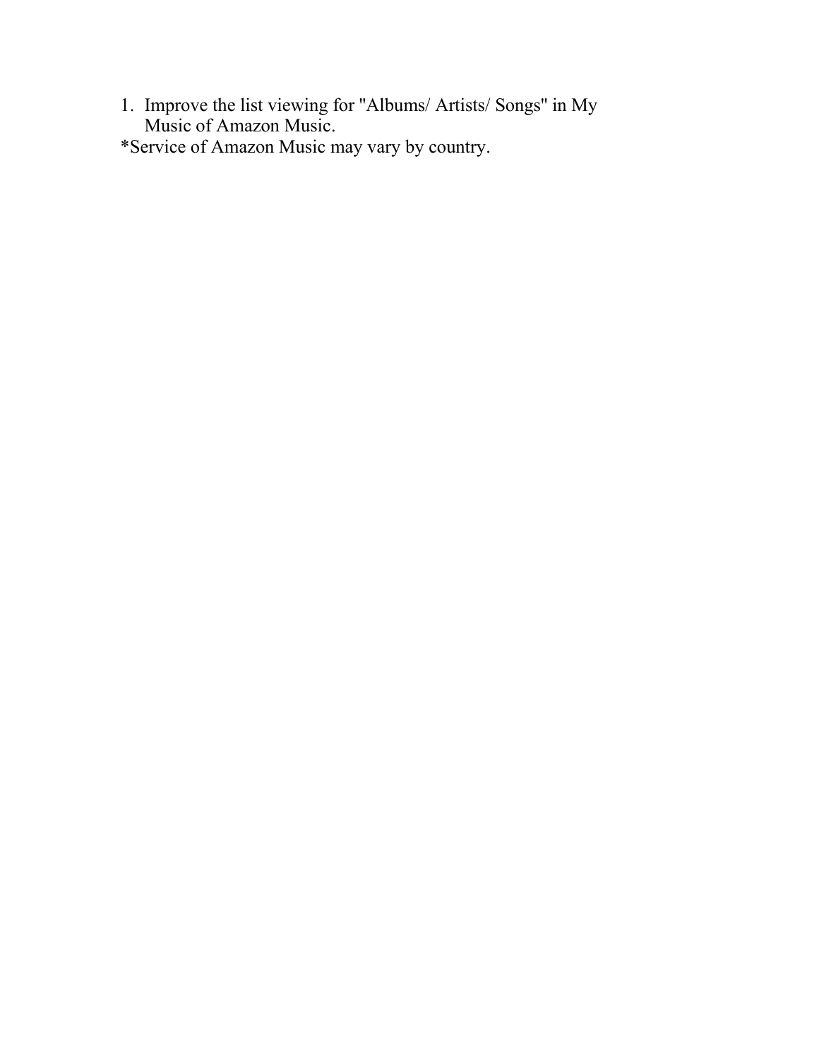1. Improve the list viewing for "Albums/ Artists/ Songs" in My Music of Amazon Music.

*Service of Amazon Music may vary by country.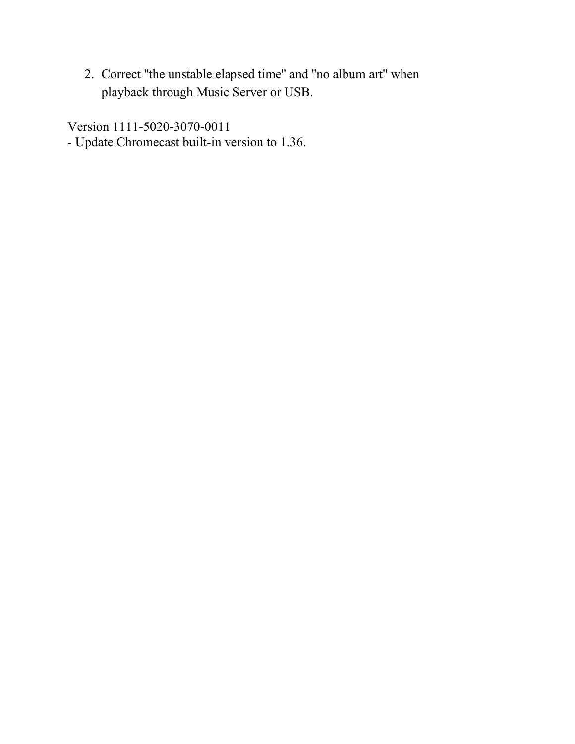2. Correct "the unstable elapsed time" and "no album art" when playback through Music Server or USB.

Version 1111-5020-3070-0011
- Update Chromecast built-in version to 1.36.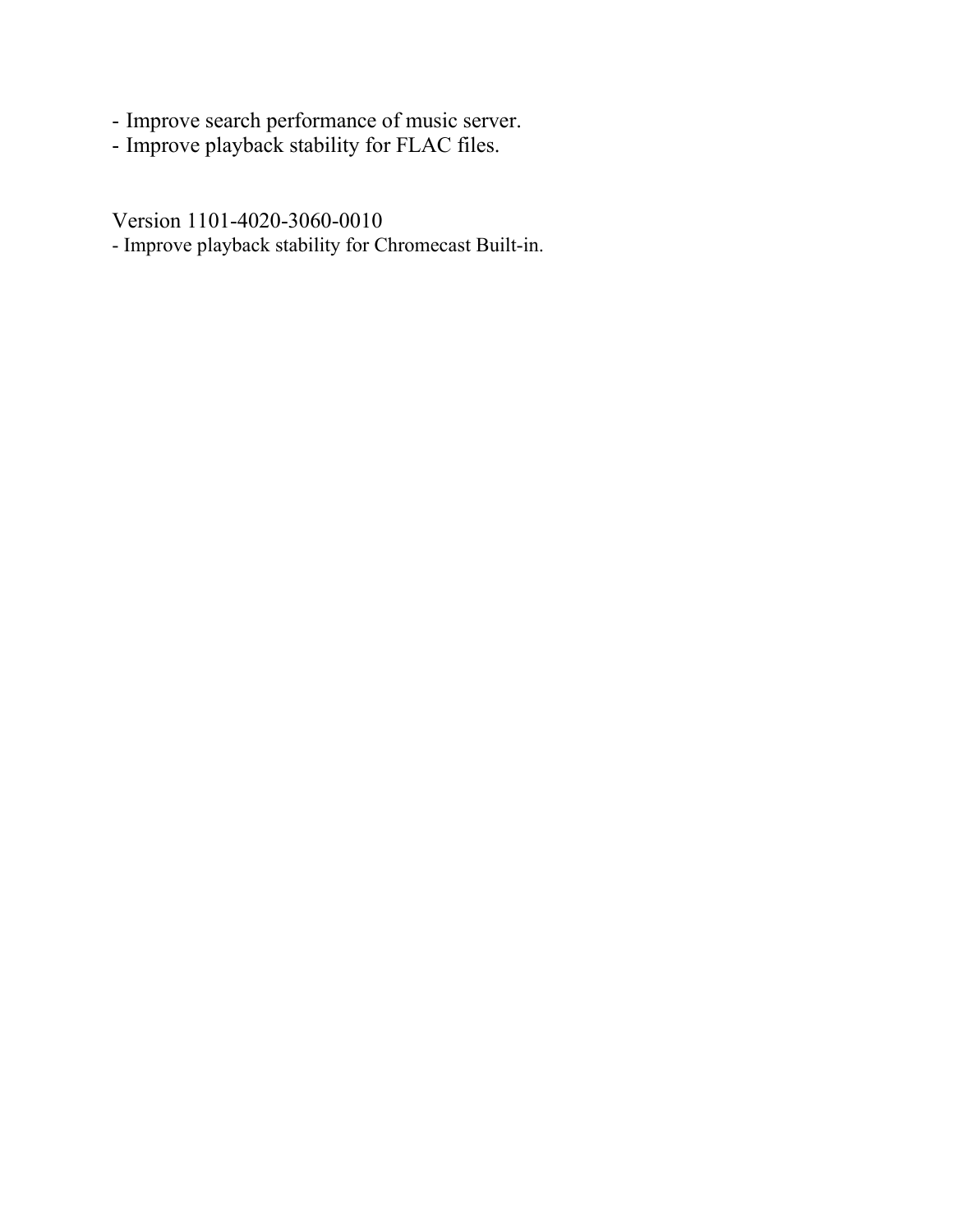- Improve search performance of music server.
- Improve playback stability for FLAC files.

Version 1101-4020-3060-0010

- Improve playback stability for Chromecast Built-in.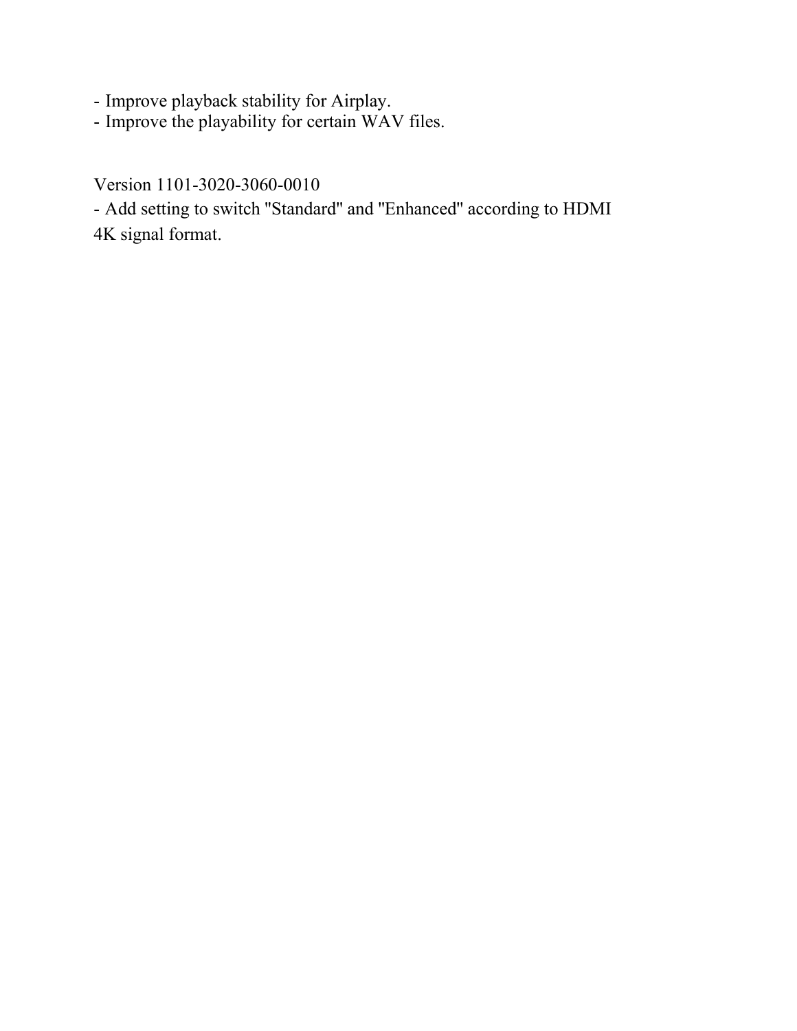- Improve playback stability for Airplay.
- Improve the playability for certain WAV files.

Version 1101-3020-3060-0010

- Add setting to switch "Standard" and "Enhanced" according to HDMI 4K signal format.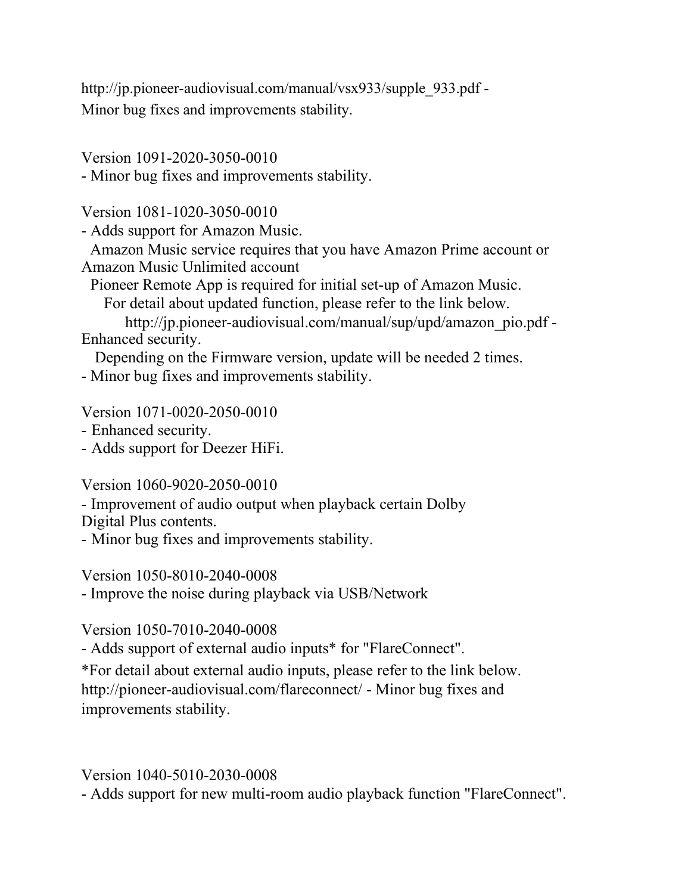http://jp.pioneer-audiovisual.com/manual/vsx933/supple_933.pdf -
Minor bug fixes and improvements stability.

Version 1091-2020-3050-0010
- Minor bug fixes and improvements stability.

Version 1081-1020-3050-0010
- Adds support for Amazon Music.
  Amazon Music service requires that you have Amazon Prime account or Amazon Music Unlimited account
  Pioneer Remote App is required for initial set-up of Amazon Music.
    For detail about updated function, please refer to the link below.
      http://jp.pioneer-audiovisual.com/manual/sup/upd/amazon_pio.pdf -
Enhanced security.
   Depending on the Firmware version, update will be needed 2 times.
- Minor bug fixes and improvements stability.

Version 1071-0020-2050-0010
- Enhanced security.
- Adds support for Deezer HiFi.

Version 1060-9020-2050-0010
- Improvement of audio output when playback certain Dolby Digital Plus contents.
- Minor bug fixes and improvements stability.

Version 1050-8010-2040-0008
- Improve the noise during playback via USB/Network

Version 1050-7010-2040-0008
- Adds support of external audio inputs* for "FlareConnect".
*For detail about external audio inputs, please refer to the link below.
http://pioneer-audiovisual.com/flareconnect/ - Minor bug fixes and improvements stability.

Version 1040-5010-2030-0008
- Adds support for new multi-room audio playback function "FlareConnect".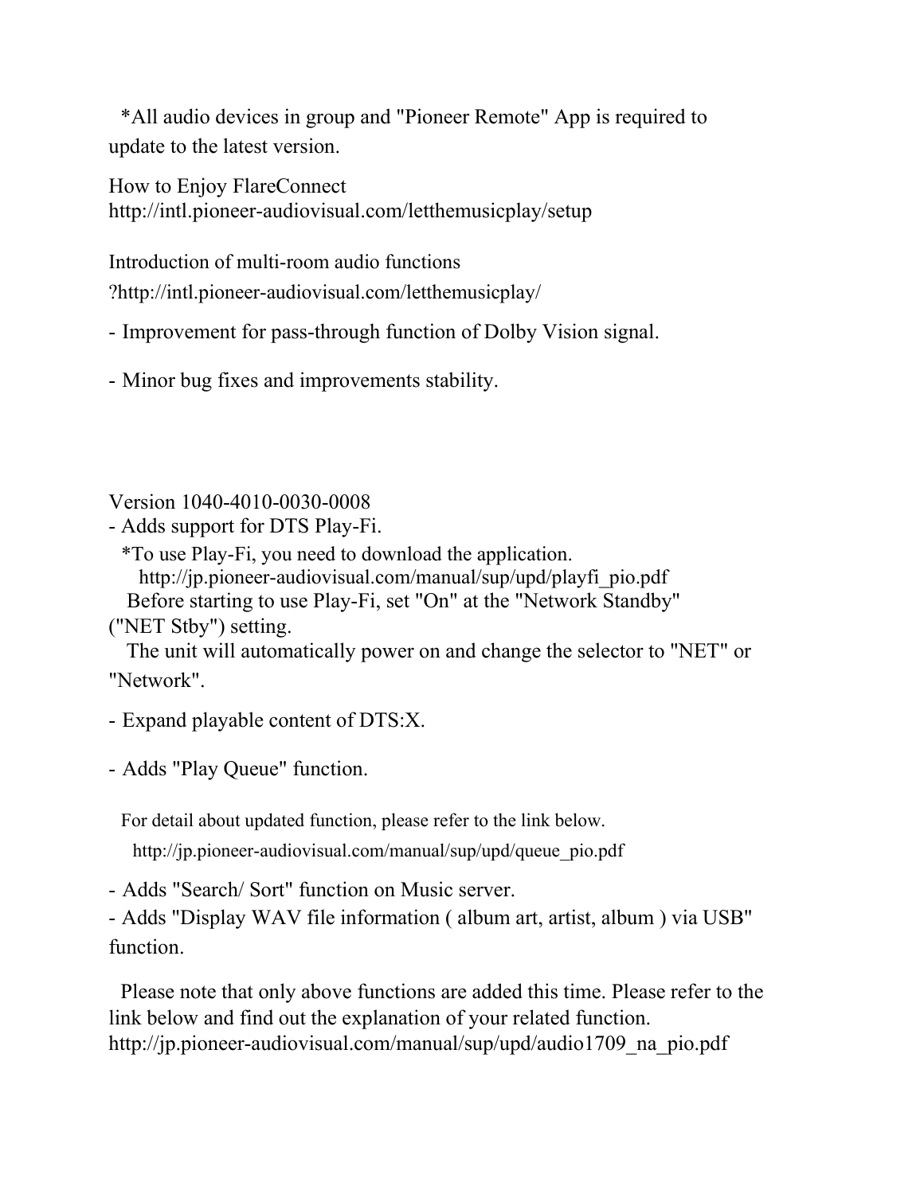*All audio devices in group and "Pioneer Remote" App is required to update to the latest version.

How to Enjoy FlareConnect
http://intl.pioneer-audiovisual.com/letthemusicplay/setup

Introduction of multi-room audio functions
?http://intl.pioneer-audiovisual.com/letthemusicplay/

- Improvement for pass-through function of Dolby Vision signal.

- Minor bug fixes and improvements stability.

Version 1040-4010-0030-0008

- Adds support for DTS Play-Fi.

  *To use Play-Fi, you need to download the application.
  http://jp.pioneer-audiovisual.com/manual/sup/upd/playfi_pio.pdf
  Before starting to use Play-Fi, set "On" at the "Network Standby" ("NET Stby") setting.
  The unit will automatically power on and change the selector to "NET" or "Network".

- Expand playable content of DTS:X.

- Adds "Play Queue" function.

  For detail about updated function, please refer to the link below.
  http://jp.pioneer-audiovisual.com/manual/sup/upd/queue_pio.pdf

- Adds "Search/ Sort" function on Music server.
- Adds "Display WAV file information ( album art, artist, album ) via USB" function.

Please note that only above functions are added this time. Please refer to the link below and find out the explanation of your related function.
http://jp.pioneer-audiovisual.com/manual/sup/upd/audio1709_na_pio.pdf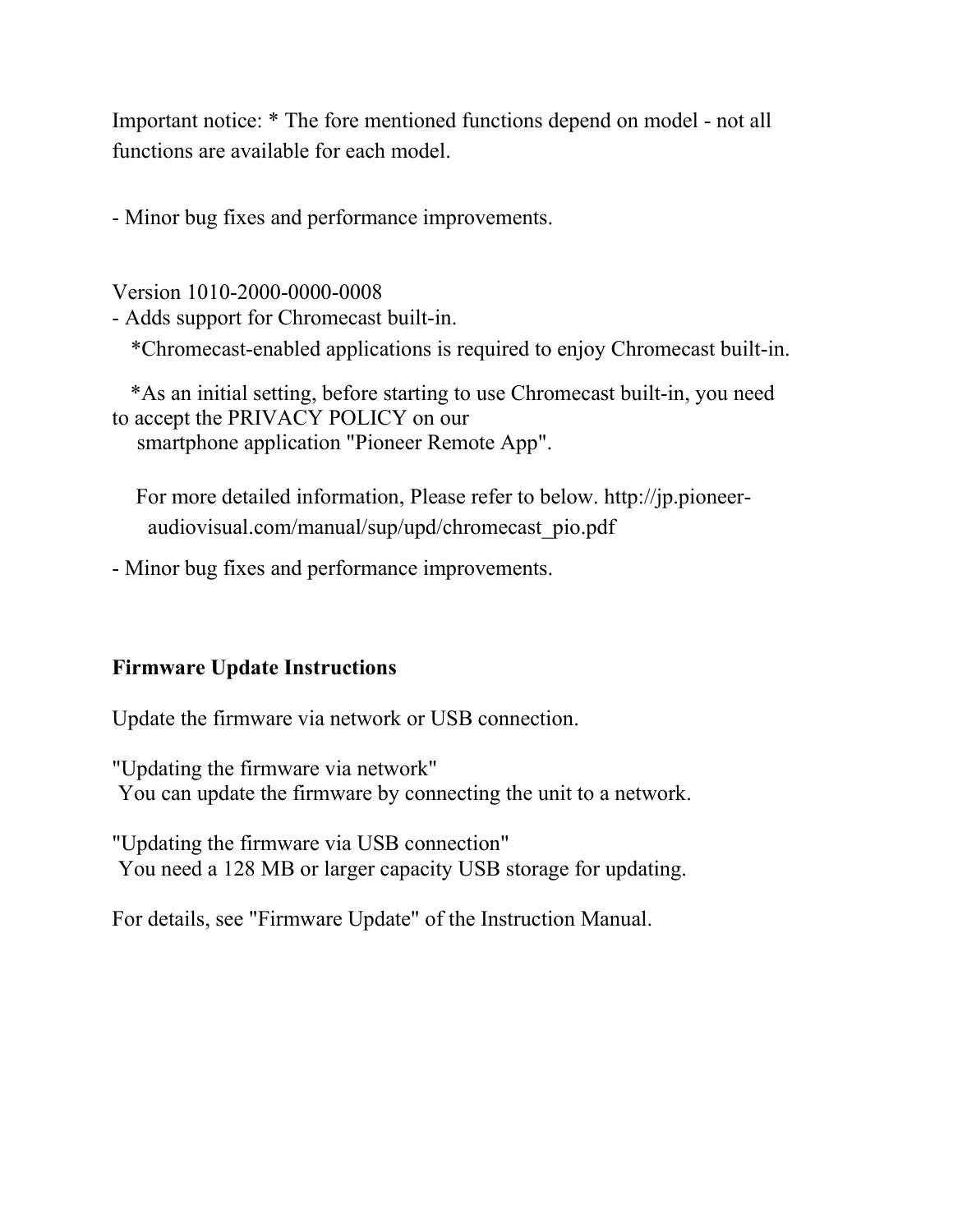Important notice: * The fore mentioned functions depend on model - not all functions are available for each model.

- Minor bug fixes and performance improvements.

Version 1010-2000-0000-0008

- Adds support for Chromecast built-in.

   *Chromecast-enabled applications is required to enjoy Chromecast built-in.

   *As an initial setting, before starting to use Chromecast built-in, you need to accept the PRIVACY POLICY on our smartphone application "Pioneer Remote App".

   For more detailed information, Please refer to below. http://jp.pioneer-audiovisual.com/manual/sup/upd/chromecast_pio.pdf

- Minor bug fixes and performance improvements.

**Firmware Update Instructions**

Update the firmware via network or USB connection.

"Updating the firmware via network"
You can update the firmware by connecting the unit to a network.

"Updating the firmware via USB connection"
You need a 128 MB or larger capacity USB storage for updating.

For details, see "Firmware Update" of the Instruction Manual.